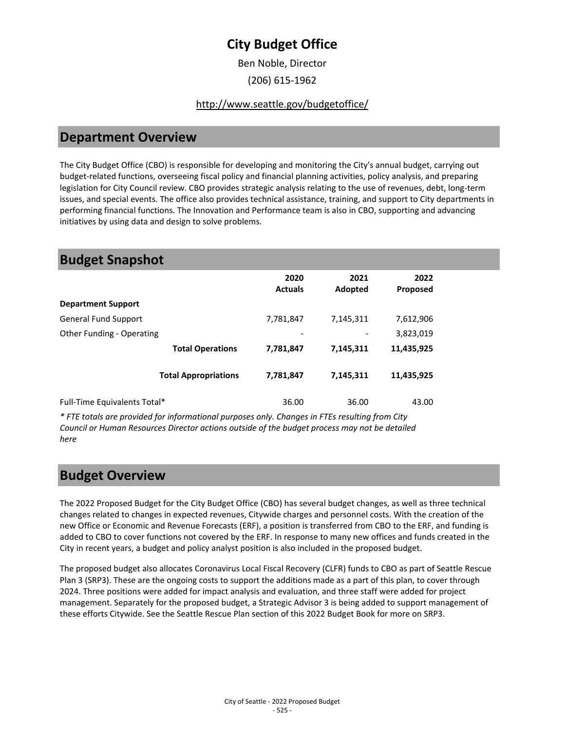# City Budget Office

Ben Noble, Director

(206) 615-1962

http://www.seattle.gov/budgetoffice/

## Department Overview

The City Budget Office (CBO) is responsible for developing and monitoring the City's annual budget, carrying out budget-related functions, overseeing fiscal policy and financial planning activities, policy analysis, and preparing legislation for City Council review. CBO provides strategic analysis relating to the use of revenues, debt, long-term issues, and special events. The office also provides technical assistance, training, and support to City departments in performing financial functions. The Innovation and Performance team is also in CBO, supporting and advancing initiatives by using data and design to solve problems.

## Budget Snapshot

| | 2020 Actuals | 2021 Adopted | 2022 Proposed |
|---|---|---|---|
| **Department Support** | | | |
| General Fund Support | 7,781,847 | 7,145,311 | 7,612,906 |
| Other Funding - Operating | - | - | 3,823,019 |
| **Total Operations** | **7,781,847** | **7,145,311** | **11,435,925** |
| **Total Appropriations** | **7,781,847** | **7,145,311** | **11,435,925** |
| Full-Time Equivalents Total* | 36.00 | 36.00 | 43.00 |

*\* FTE totals are provided for informational purposes only. Changes in FTEs resulting from City Council or Human Resources Director actions outside of the budget process may not be detailed here*

## Budget Overview

The 2022 Proposed Budget for the City Budget Office (CBO) has several budget changes, as well as three technical changes related to changes in expected revenues, Citywide charges and personnel costs. With the creation of the new Office or Economic and Revenue Forecasts (ERF), a position is transferred from CBO to the ERF, and funding is added to CBO to cover functions not covered by the ERF. In response to many new offices and funds created in the City in recent years, a budget and policy analyst position is also included in the proposed budget.

The proposed budget also allocates Coronavirus Local Fiscal Recovery (CLFR) funds to CBO as part of Seattle Rescue Plan 3 (SRP3). These are the ongoing costs to support the additions made as a part of this plan, to cover through 2024. Three positions were added for impact analysis and evaluation, and three staff were added for project management. Separately for the proposed budget, a Strategic Advisor 3 is being added to support management of these efforts Citywide. See the Seattle Rescue Plan section of this 2022 Budget Book for more on SRP3.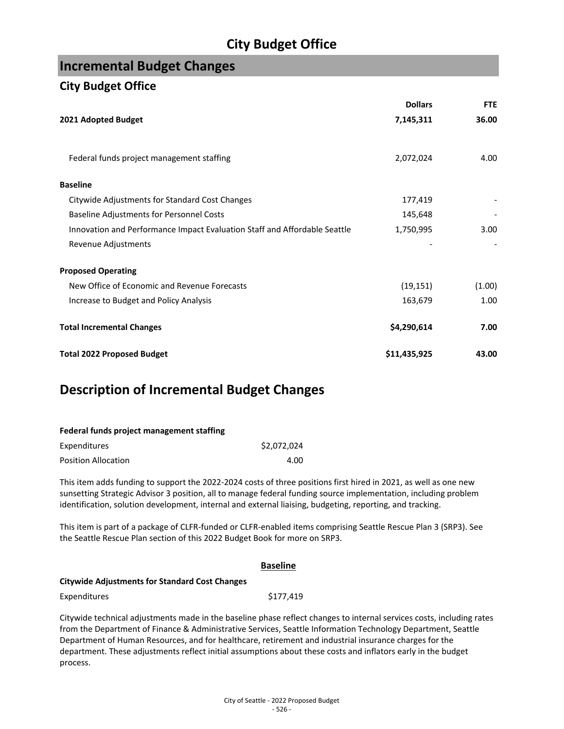# City Budget Office

## Incremental Budget Changes

### City Budget Office

| | Dollars | FTE |
|---|---|---|
| **2021 Adopted Budget** | **7,145,311** | **36.00** |
| Federal funds project management staffing | 2,072,024 | 4.00 |
| **Baseline** | | |
| Citywide Adjustments for Standard Cost Changes | 177,419 | - |
| Baseline Adjustments for Personnel Costs | 145,648 | - |
| Innovation and Performance Impact Evaluation Staff and Affordable Seattle | 1,750,995 | 3.00 |
| Revenue Adjustments | - | - |
| **Proposed Operating** | | |
| New Office of Economic and Revenue Forecasts | (19,151) | (1.00) |
| Increase to Budget and Policy Analysis | 163,679 | 1.00 |
| **Total Incremental Changes** | **$4,290,614** | **7.00** |
| **Total 2022 Proposed Budget** | **$11,435,925** | **43.00** |

## Description of Incremental Budget Changes

**Federal funds project management staffing**

| | |
|---|---|
| Expenditures | $2,072,024 |
| Position Allocation | 4.00 |

This item adds funding to support the 2022-2024 costs of three positions first hired in 2021, as well as one new sunsetting Strategic Advisor 3 position, all to manage federal funding source implementation, including problem identification, solution development, internal and external liaising, budgeting, reporting, and tracking.

This item is part of a package of CLFR-funded or CLFR-enabled items comprising Seattle Rescue Plan 3 (SRP3). See the Seattle Rescue Plan section of this 2022 Budget Book for more on SRP3.

**Baseline**

**Citywide Adjustments for Standard Cost Changes**

| | |
|---|---|
| Expenditures | $177,419 |

Citywide technical adjustments made in the baseline phase reflect changes to internal services costs, including rates from the Department of Finance & Administrative Services, Seattle Information Technology Department, Seattle Department of Human Resources, and for healthcare, retirement and industrial insurance charges for the department. These adjustments reflect initial assumptions about these costs and inflators early in the budget process.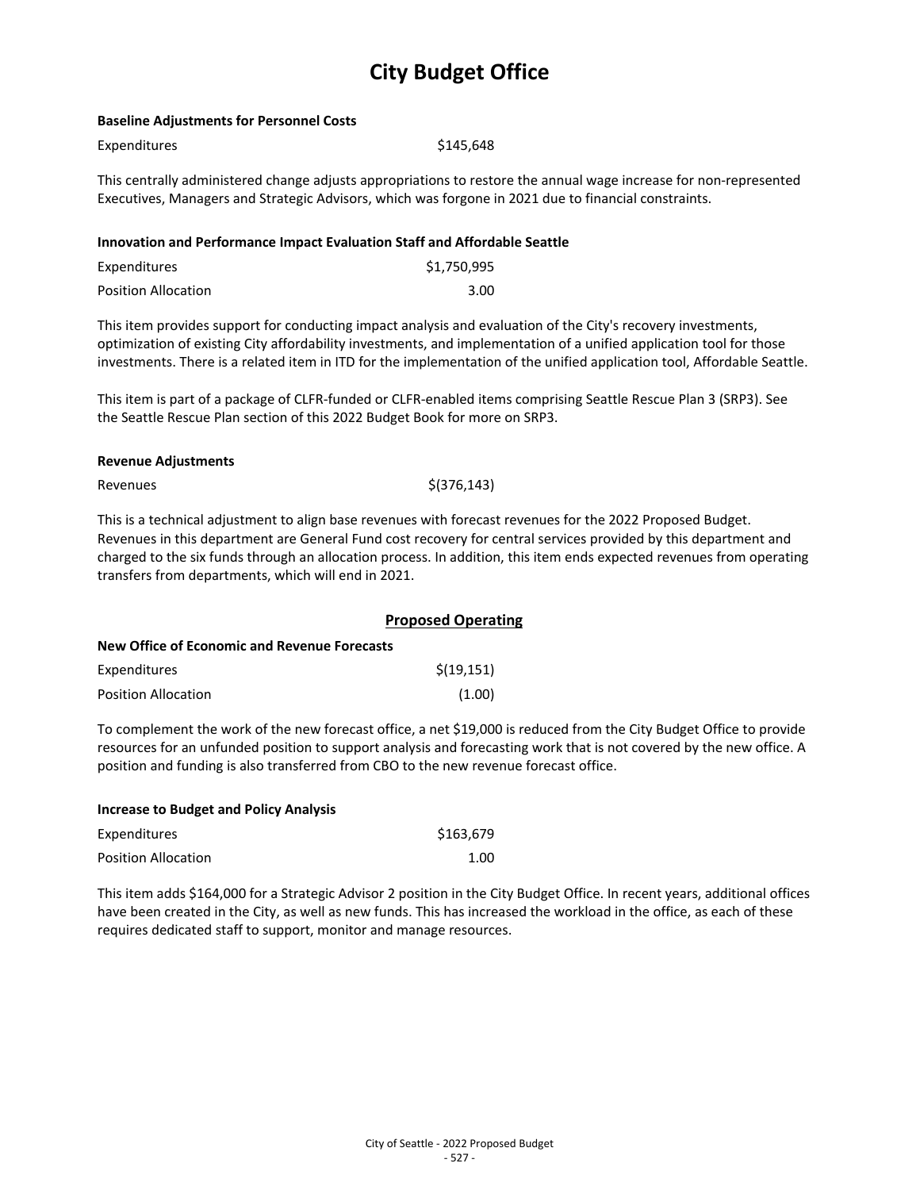# City Budget Office

**Baseline Adjustments for Personnel Costs**

| | |
|---|---|
| Expenditures | $145,648 |

This centrally administered change adjusts appropriations to restore the annual wage increase for non-represented Executives, Managers and Strategic Advisors, which was forgone in 2021 due to financial constraints.

**Innovation and Performance Impact Evaluation Staff and Affordable Seattle**

| | |
|---|---|
| Expenditures | $1,750,995 |
| Position Allocation | 3.00 |

This item provides support for conducting impact analysis and evaluation of the City's recovery investments, optimization of existing City affordability investments, and implementation of a unified application tool for those investments. There is a related item in ITD for the implementation of the unified application tool, Affordable Seattle.

This item is part of a package of CLFR-funded or CLFR-enabled items comprising Seattle Rescue Plan 3 (SRP3). See the Seattle Rescue Plan section of this 2022 Budget Book for more on SRP3.

**Revenue Adjustments**

| | |
|---|---|
| Revenues | $(376,143) |

This is a technical adjustment to align base revenues with forecast revenues for the 2022 Proposed Budget. Revenues in this department are General Fund cost recovery for central services provided by this department and charged to the six funds through an allocation process. In addition, this item ends expected revenues from operating transfers from departments, which will end in 2021.

## Proposed Operating

**New Office of Economic and Revenue Forecasts**

| | |
|---|---|
| Expenditures | $(19,151) |
| Position Allocation | (1.00) |

To complement the work of the new forecast office, a net $19,000 is reduced from the City Budget Office to provide resources for an unfunded position to support analysis and forecasting work that is not covered by the new office. A position and funding is also transferred from CBO to the new revenue forecast office.

**Increase to Budget and Policy Analysis**

| | |
|---|---|
| Expenditures | $163,679 |
| Position Allocation | 1.00 |

This item adds $164,000 for a Strategic Advisor 2 position in the City Budget Office. In recent years, additional offices have been created in the City, as well as new funds. This has increased the workload in the office, as each of these requires dedicated staff to support, monitor and manage resources.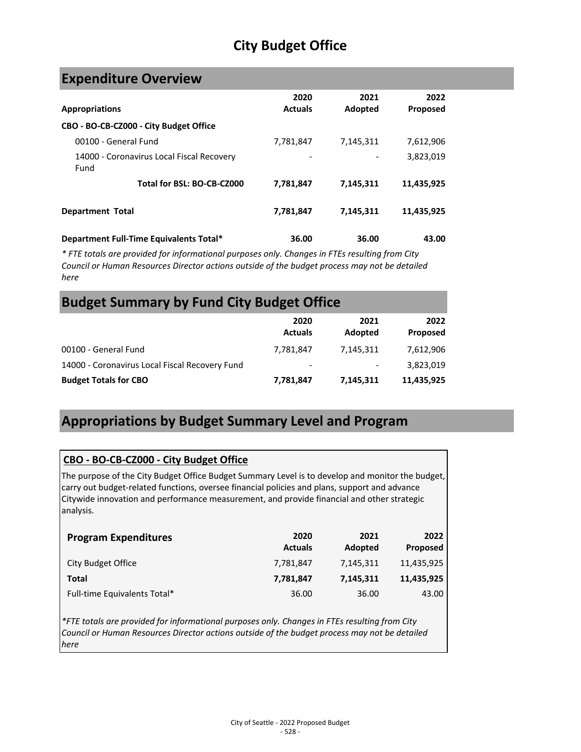# City Budget Office

## Expenditure Overview

| Appropriations | 2020 Actuals | 2021 Adopted | 2022 Proposed |
|---|---|---|---|
| **CBO - BO-CB-CZ000 - City Budget Office** | | | |
| 00100 - General Fund | 7,781,847 | 7,145,311 | 7,612,906 |
| 14000 - Coronavirus Local Fiscal Recovery Fund | - | - | 3,823,019 |
| **Total for BSL: BO-CB-CZ000** | **7,781,847** | **7,145,311** | **11,435,925** |
| **Department Total** | **7,781,847** | **7,145,311** | **11,435,925** |
| **Department Full-Time Equivalents Total*** | **36.00** | **36.00** | **43.00** |

*\* FTE totals are provided for informational purposes only. Changes in FTEs resulting from City Council or Human Resources Director actions outside of the budget process may not be detailed here*

## Budget Summary by Fund City Budget Office

| | 2020 Actuals | 2021 Adopted | 2022 Proposed |
|---|---|---|---|
| 00100 - General Fund | 7,781,847 | 7,145,311 | 7,612,906 |
| 14000 - Coronavirus Local Fiscal Recovery Fund | - | - | 3,823,019 |
| **Budget Totals for CBO** | **7,781,847** | **7,145,311** | **11,435,925** |

## Appropriations by Budget Summary Level and Program

### CBO - BO-CB-CZ000 - City Budget Office

The purpose of the City Budget Office Budget Summary Level is to develop and monitor the budget, carry out budget-related functions, oversee financial policies and plans, support and advance Citywide innovation and performance measurement, and provide financial and other strategic analysis.

| Program Expenditures | 2020 Actuals | 2021 Adopted | 2022 Proposed |
|---|---|---|---|
| City Budget Office | 7,781,847 | 7,145,311 | 11,435,925 |
| **Total** | **7,781,847** | **7,145,311** | **11,435,925** |
| Full-time Equivalents Total* | 36.00 | 36.00 | 43.00 |

*\*FTE totals are provided for informational purposes only. Changes in FTEs resulting from City Council or Human Resources Director actions outside of the budget process may not be detailed here*